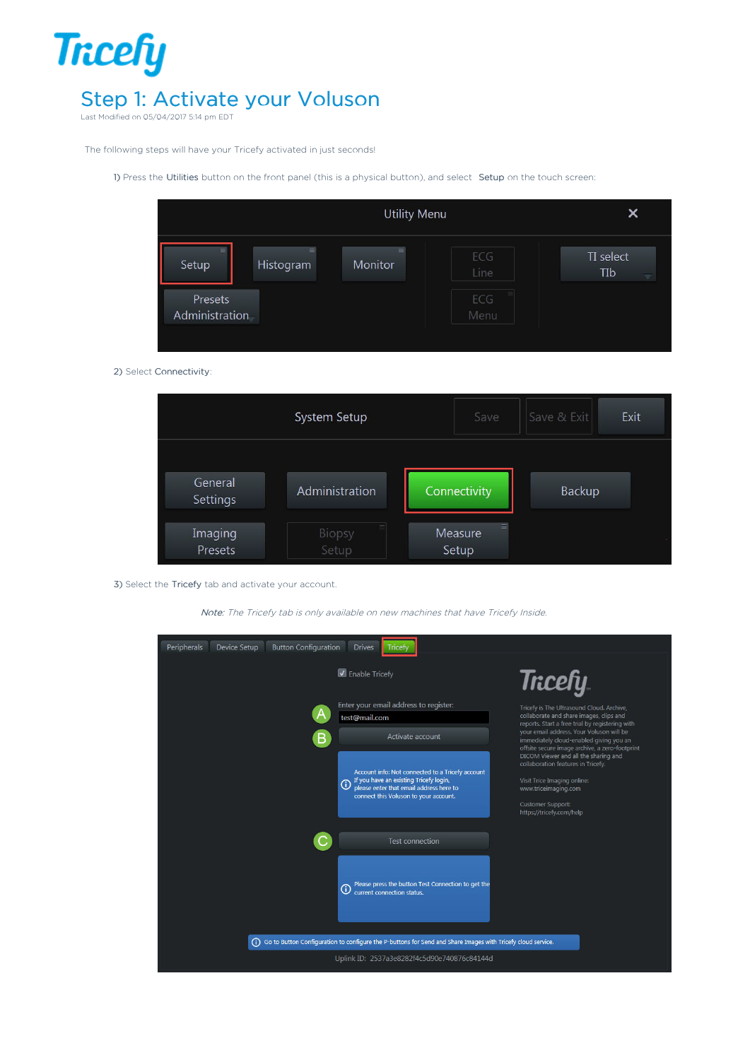# Step 1: Activate your Voluson

Last Modified on 05/04/2017 5:14 pm EDT

The following steps will have your Tricefy activated in just seconds!

1) Press the **Utilities** button on the front panel (this is a physical button), and select **Setup** on the touch screen:

2) Select **Connectivity**:

3) Select the **Tricefy** tab and activate your account.

*Note: The Tricefy tab is only available on new machines that have Tricefy Inside.*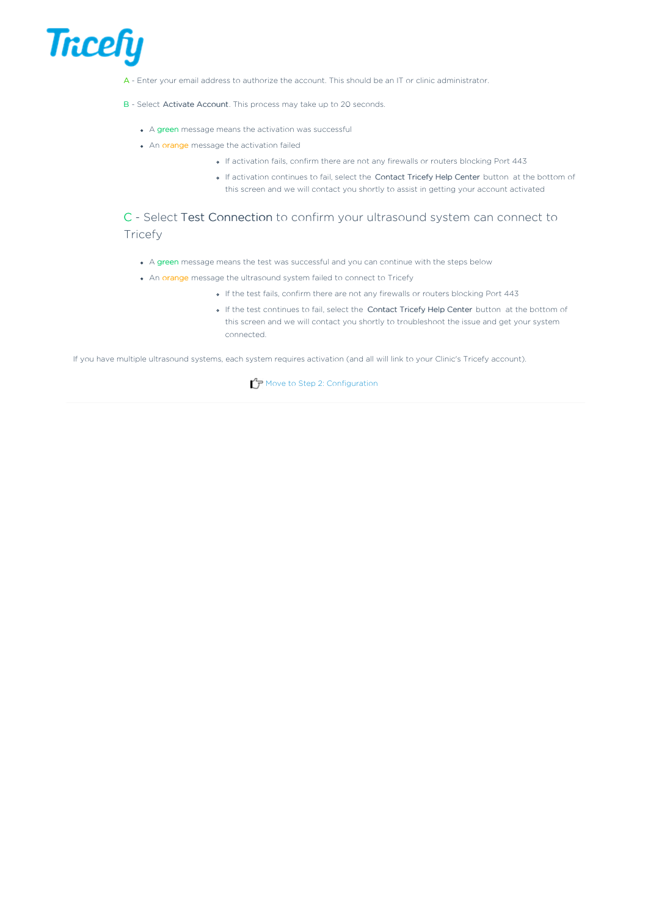A - Enter your email address to authorize the account. This should be an IT or clinic administrator.

B - Select **Activate Account**. This process may take up to 20 seconds.

- A green message means the activation was successful
- An orange message the activation failed
    - If activation fails, confirm there are not any firewalls or routers blocking Port 443
    - If activation continues to fail, select the **Contact Tricefy Help Center** button at the bottom of this screen and we will contact you shortly to assist in getting your account activated

### C - Select **Test Connection** to confirm your ultrasound system can connect to Tricefy

- A green message means the test was successful and you can continue with the steps below
- An orange message the ultrasound system failed to connect to Tricefy
    - If the test fails, confirm there are not any firewalls or routers blocking Port 443
    - If the test continues to fail, select the **Contact Tricefy Help Center** button at the bottom of this screen and we will contact you shortly to troubleshoot the issue and get your system connected.

If you have multiple ultrasound systems, each system requires activation (and all will link to your Clinic's Tricefy account).

Move to Step 2: Configuration